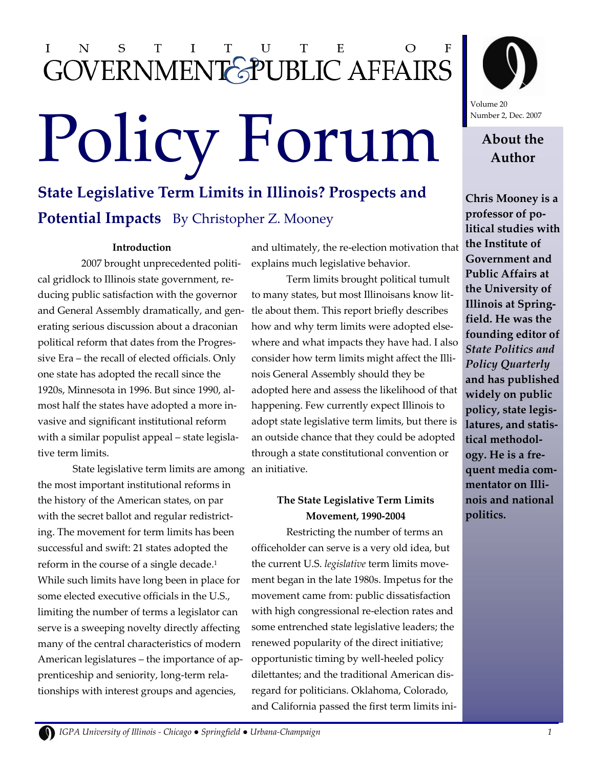# Institute of Government & Public Affairs

# Policy Forum

Volume 20
Number 2, Dec. 2007

## State Legislative Term Limits in Illinois? Prospects and Potential Impacts

By Christopher Z. Mooney

### Introduction

2007 brought unprecedented political gridlock to Illinois state government, reducing public satisfaction with the governor and General Assembly dramatically, and generating serious discussion about a draconian political reform that dates from the Progressive Era – the recall of elected officials. Only one state has adopted the recall since the 1920s, Minnesota in 1996. But since 1990, almost half the states have adopted a more invasive and significant institutional reform with a similar populist appeal – state legislative term limits.

State legislative term limits are among the most important institutional reforms in the history of the American states, on par with the secret ballot and regular redistricting. The movement for term limits has been successful and swift: 21 states adopted the reform in the course of a single decade.[1] While such limits have long been in place for some elected executive officials in the U.S., limiting the number of terms a legislator can serve is a sweeping novelty directly affecting many of the central characteristics of modern American legislatures – the importance of apprenticeship and seniority, long-term relationships with interest groups and agencies, and ultimately, the re-election motivation that explains much legislative behavior.

Term limits brought political tumult to many states, but most Illinoisans know little about them. This report briefly describes how and why term limits were adopted elsewhere and what impacts they have had. I also consider how term limits might affect the Illinois General Assembly should they be adopted here and assess the likelihood of that happening. Few currently expect Illinois to adopt state legislative term limits, but there is an outside chance that they could be adopted through a state constitutional convention or an initiative.

### The State Legislative Term Limits Movement, 1990-2004

Restricting the number of terms an officeholder can serve is a very old idea, but the current U.S. *legislative* term limits movement began in the late 1980s. Impetus for the movement came from: public dissatisfaction with high congressional re-election rates and some entrenched state legislative leaders; the renewed popularity of the direct initiative; opportunistic timing by well-heeled policy dilettantes; and the traditional American disregard for politicians. Oklahoma, Colorado, and California passed the first term limits ini-

**About the Author**

**Chris Mooney is a professor of political studies with the Institute of Government and Public Affairs at the University of Illinois at Springfield. He was the founding editor of *State Politics and Policy Quarterly* and has published widely on public policy, state legislatures, and statistical methodology. He is a frequent media commentator on Illinois and national politics.**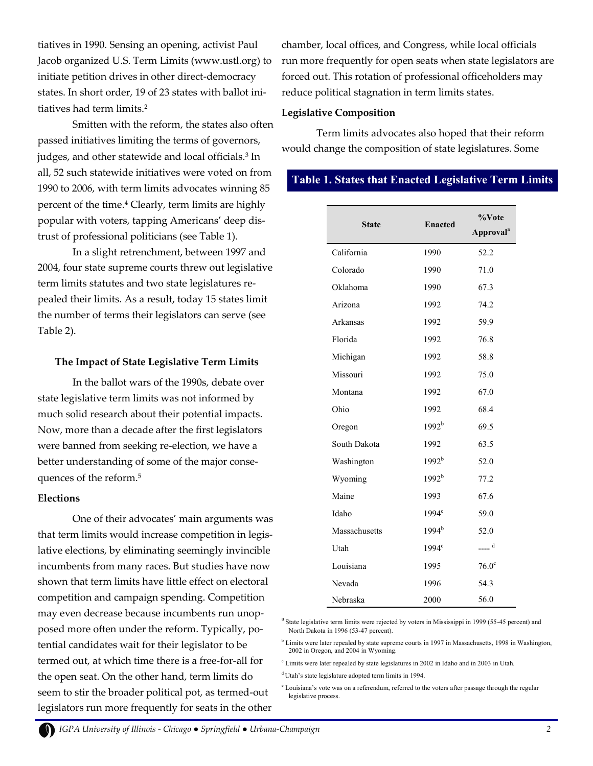tiatives in 1990. Sensing an opening, activist Paul Jacob organized U.S. Term Limits (www.ustl.org) to initiate petition drives in other direct-democracy states. In short order, 19 of 23 states with ballot initiatives had term limits.[2]

Smitten with the reform, the states also often passed initiatives limiting the terms of governors, judges, and other statewide and local officials.[3] In all, 52 such statewide initiatives were voted on from 1990 to 2006, with term limits advocates winning 85 percent of the time.[4] Clearly, term limits are highly popular with voters, tapping Americans' deep distrust of professional politicians (see Table 1).

In a slight retrenchment, between 1997 and 2004, four state supreme courts threw out legislative term limits statutes and two state legislatures repealed their limits. As a result, today 15 states limit the number of terms their legislators can serve (see Table 2).

### The Impact of State Legislative Term Limits

In the ballot wars of the 1990s, debate over state legislative term limits was not informed by much solid research about their potential impacts. Now, more than a decade after the first legislators were banned from seeking re-election, we have a better understanding of some of the major consequences of the reform.[5]

#### Elections

One of their advocates' main arguments was that term limits would increase competition in legislative elections, by eliminating seemingly invincible incumbents from many races. But studies have now shown that term limits have little effect on electoral competition and campaign spending. Competition may even decrease because incumbents run unopposed more often under the reform. Typically, potential candidates wait for their legislator to be termed out, at which time there is a free-for-all for the open seat. On the other hand, term limits do seem to stir the broader political pot, as termed-out legislators run more frequently for seats in the other chamber, local offices, and Congress, while local officials run more frequently for open seats when state legislators are forced out. This rotation of professional officeholders may reduce political stagnation in term limits states.

#### Legislative Composition

Term limits advocates also hoped that their reform would change the composition of state legislatures. Some

**Table 1. States that Enacted Legislative Term Limits**

| State | Enacted | %Vote Approval[a] |
|---|---|---|
| California | 1990 | 52.2 |
| Colorado | 1990 | 71.0 |
| Oklahoma | 1990 | 67.3 |
| Arizona | 1992 | 74.2 |
| Arkansas | 1992 | 59.9 |
| Florida | 1992 | 76.8 |
| Michigan | 1992 | 58.8 |
| Missouri | 1992 | 75.0 |
| Montana | 1992 | 67.0 |
| Ohio | 1992 | 68.4 |
| Oregon | 1992[b] | 69.5 |
| South Dakota | 1992 | 63.5 |
| Washington | 1992[b] | 52.0 |
| Wyoming | 1992[b] | 77.2 |
| Maine | 1993 | 67.6 |
| Idaho | 1994[c] | 59.0 |
| Massachusetts | 1994[b] | 52.0 |
| Utah | 1994[c] | ----[d] |
| Louisiana | 1995 | 76.0[e] |
| Nevada | 1996 | 54.3 |
| Nebraska | 2000 | 56.0 |

[a] State legislative term limits were rejected by voters in Mississippi in 1999 (55-45 percent) and North Dakota in 1996 (53-47 percent).

[b] Limits were later repealed by state supreme courts in 1997 in Massachusetts, 1998 in Washington, 2002 in Oregon, and 2004 in Wyoming.

[c] Limits were later repealed by state legislatures in 2002 in Idaho and in 2003 in Utah.

[d] Utah's state legislature adopted term limits in 1994.

[e] Louisiana's vote was on a referendum, referred to the voters after passage through the regular legislative process.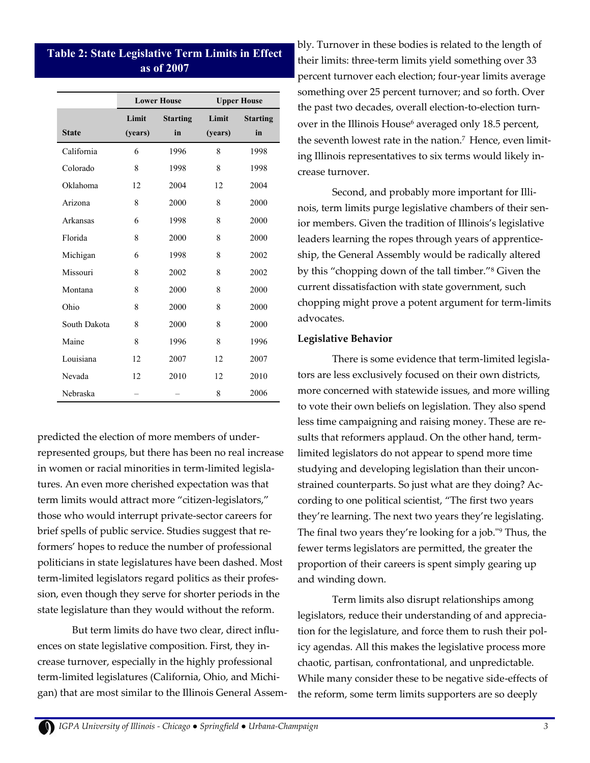**Table 2: State Legislative Term Limits in Effect as of 2007**

| | Lower House | | Upper House | |
|---|---|---|---|---|
| **State** | **Limit (years)** | **Starting in** | **Limit (years)** | **Starting in** |
| California | 6 | 1996 | 8 | 1998 |
| Colorado | 8 | 1998 | 8 | 1998 |
| Oklahoma | 12 | 2004 | 12 | 2004 |
| Arizona | 8 | 2000 | 8 | 2000 |
| Arkansas | 6 | 1998 | 8 | 2000 |
| Florida | 8 | 2000 | 8 | 2000 |
| Michigan | 6 | 1998 | 8 | 2002 |
| Missouri | 8 | 2002 | 8 | 2002 |
| Montana | 8 | 2000 | 8 | 2000 |
| Ohio | 8 | 2000 | 8 | 2000 |
| South Dakota | 8 | 2000 | 8 | 2000 |
| Maine | 8 | 1996 | 8 | 1996 |
| Louisiana | 12 | 2007 | 12 | 2007 |
| Nevada | 12 | 2010 | 12 | 2010 |
| Nebraska | – | – | 8 | 2006 |

predicted the election of more members of under-represented groups, but there has been no real increase in women or racial minorities in term-limited legislatures. An even more cherished expectation was that term limits would attract more "citizen-legislators," those who would interrupt private-sector careers for brief spells of public service. Studies suggest that reformers' hopes to reduce the number of professional politicians in state legislatures have been dashed. Most term-limited legislators regard politics as their profession, even though they serve for shorter periods in the state legislature than they would without the reform.

But term limits do have two clear, direct influences on state legislative composition. First, they increase turnover, especially in the highly professional term-limited legislatures (California, Ohio, and Michigan) that are most similar to the Illinois General Assembly. Turnover in these bodies is related to the length of their limits: three-term limits yield something over 33 percent turnover each election; four-year limits average something over 25 percent turnover; and so forth. Over the past two decades, overall election-to-election turnover in the Illinois House[6] averaged only 18.5 percent, the seventh lowest rate in the nation.[7] Hence, even limiting Illinois representatives to six terms would likely increase turnover.

Second, and probably more important for Illinois, term limits purge legislative chambers of their senior members. Given the tradition of Illinois's legislative leaders learning the ropes through years of apprenticeship, the General Assembly would be radically altered by this "chopping down of the tall timber."[8] Given the current dissatisfaction with state government, such chopping might prove a potent argument for term-limits advocates.

**Legislative Behavior**

There is some evidence that term-limited legislators are less exclusively focused on their own districts, more concerned with statewide issues, and more willing to vote their own beliefs on legislation. They also spend less time campaigning and raising money. These are results that reformers applaud. On the other hand, term-limited legislators do not appear to spend more time studying and developing legislation than their unconstrained counterparts. So just what are they doing? According to one political scientist, "The first two years they're learning. The next two years they're legislating. The final two years they're looking for a job."[9] Thus, the fewer terms legislators are permitted, the greater the proportion of their careers is spent simply gearing up and winding down.

Term limits also disrupt relationships among legislators, reduce their understanding of and appreciation for the legislature, and force them to rush their policy agendas. All this makes the legislative process more chaotic, partisan, confrontational, and unpredictable. While many consider these to be negative side-effects of the reform, some term limits supporters are so deeply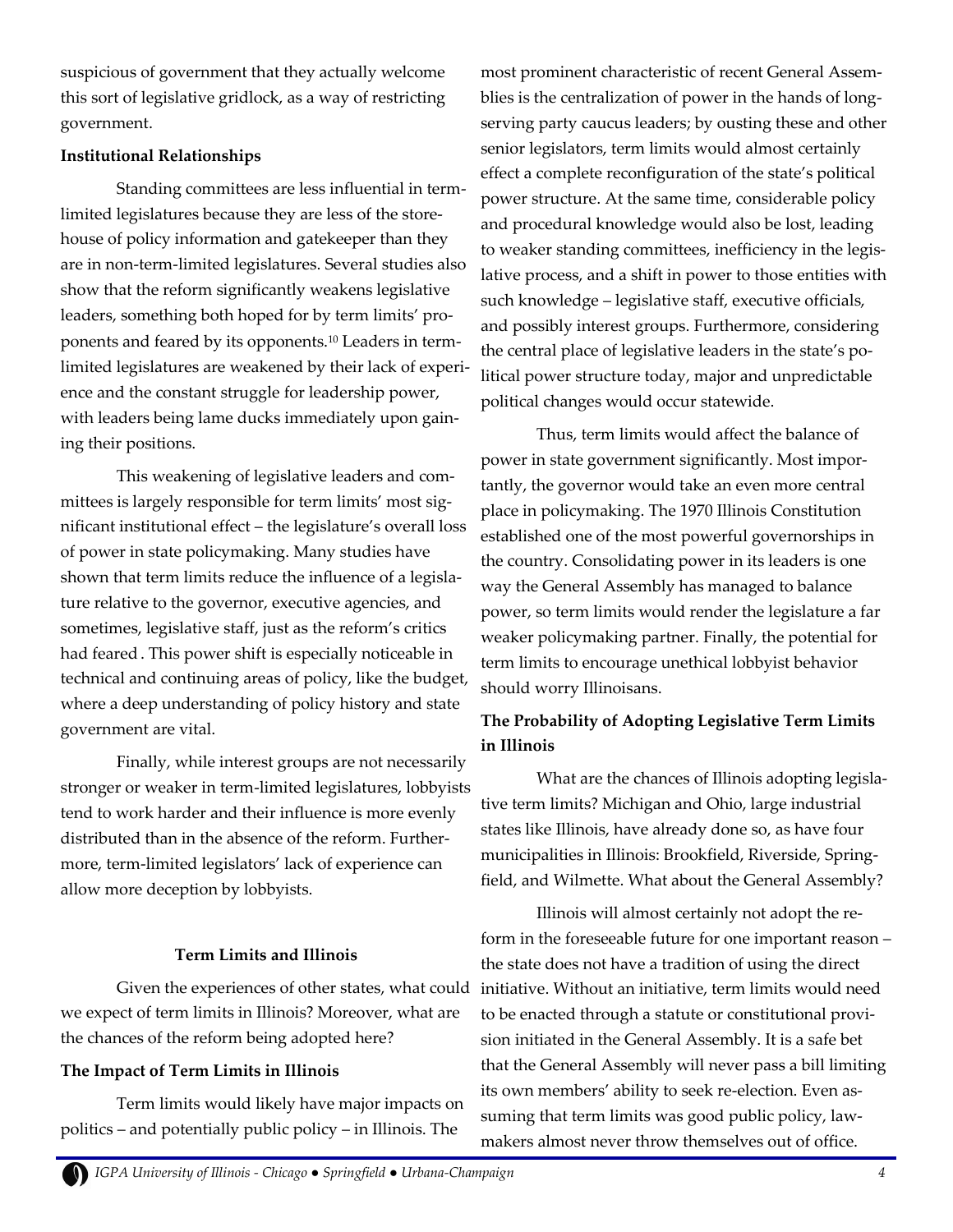suspicious of government that they actually welcome this sort of legislative gridlock, as a way of restricting government.

**Institutional Relationships**

Standing committees are less influential in term-limited legislatures because they are less of the storehouse of policy information and gatekeeper than they are in non-term-limited legislatures. Several studies also show that the reform significantly weakens legislative leaders, something both hoped for by term limits' proponents and feared by its opponents.[10] Leaders in term-limited legislatures are weakened by their lack of experience and the constant struggle for leadership power, with leaders being lame ducks immediately upon gaining their positions.

This weakening of legislative leaders and committees is largely responsible for term limits' most significant institutional effect – the legislature's overall loss of power in state policymaking. Many studies have shown that term limits reduce the influence of a legislature relative to the governor, executive agencies, and sometimes, legislative staff, just as the reform's critics had feared . This power shift is especially noticeable in technical and continuing areas of policy, like the budget, where a deep understanding of policy history and state government are vital.

Finally, while interest groups are not necessarily stronger or weaker in term-limited legislatures, lobbyists tend to work harder and their influence is more evenly distributed than in the absence of the reform. Furthermore, term-limited legislators' lack of experience can allow more deception by lobbyists.

## Term Limits and Illinois

Given the experiences of other states, what could we expect of term limits in Illinois? Moreover, what are the chances of the reform being adopted here?

**The Impact of Term Limits in Illinois**

Term limits would likely have major impacts on politics – and potentially public policy – in Illinois. The most prominent characteristic of recent General Assemblies is the centralization of power in the hands of long-serving party caucus leaders; by ousting these and other senior legislators, term limits would almost certainly effect a complete reconfiguration of the state's political power structure. At the same time, considerable policy and procedural knowledge would also be lost, leading to weaker standing committees, inefficiency in the legislative process, and a shift in power to those entities with such knowledge – legislative staff, executive officials, and possibly interest groups. Furthermore, considering the central place of legislative leaders in the state's political power structure today, major and unpredictable political changes would occur statewide.

Thus, term limits would affect the balance of power in state government significantly. Most importantly, the governor would take an even more central place in policymaking. The 1970 Illinois Constitution established one of the most powerful governorships in the country. Consolidating power in its leaders is one way the General Assembly has managed to balance power, so term limits would render the legislature a far weaker policymaking partner. Finally, the potential for term limits to encourage unethical lobbyist behavior should worry Illinoisans.

**The Probability of Adopting Legislative Term Limits in Illinois**

What are the chances of Illinois adopting legislative term limits? Michigan and Ohio, large industrial states like Illinois, have already done so, as have four municipalities in Illinois: Brookfield, Riverside, Springfield, and Wilmette. What about the General Assembly?

Illinois will almost certainly not adopt the reform in the foreseeable future for one important reason – the state does not have a tradition of using the direct initiative. Without an initiative, term limits would need to be enacted through a statute or constitutional provision initiated in the General Assembly. It is a safe bet that the General Assembly will never pass a bill limiting its own members' ability to seek re-election. Even assuming that term limits was good public policy, lawmakers almost never throw themselves out of office.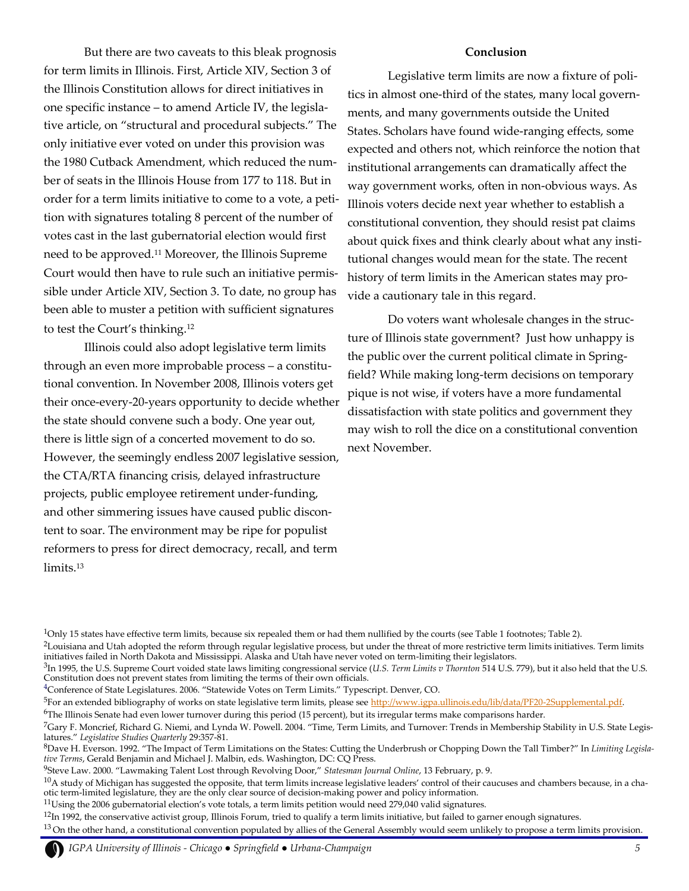But there are two caveats to this bleak prognosis for term limits in Illinois. First, Article XIV, Section 3 of the Illinois Constitution allows for direct initiatives in one specific instance – to amend Article IV, the legislative article, on "structural and procedural subjects." The only initiative ever voted on under this provision was the 1980 Cutback Amendment, which reduced the number of seats in the Illinois House from 177 to 118. But in order for a term limits initiative to come to a vote, a petition with signatures totaling 8 percent of the number of votes cast in the last gubernatorial election would first need to be approved.[11] Moreover, the Illinois Supreme Court would then have to rule such an initiative permissible under Article XIV, Section 3. To date, no group has been able to muster a petition with sufficient signatures to test the Court's thinking.[12]

Illinois could also adopt legislative term limits through an even more improbable process – a constitutional convention. In November 2008, Illinois voters get their once-every-20-years opportunity to decide whether the state should convene such a body. One year out, there is little sign of a concerted movement to do so. However, the seemingly endless 2007 legislative session, the CTA/RTA financing crisis, delayed infrastructure projects, public employee retirement under-funding, and other simmering issues have caused public discontent to soar. The environment may be ripe for populist reformers to press for direct democracy, recall, and term limits.[13]

## Conclusion

Legislative term limits are now a fixture of politics in almost one-third of the states, many local governments, and many governments outside the United States. Scholars have found wide-ranging effects, some expected and others not, which reinforce the notion that institutional arrangements can dramatically affect the way government works, often in non-obvious ways. As Illinois voters decide next year whether to establish a constitutional convention, they should resist pat claims about quick fixes and think clearly about what any institutional changes would mean for the state. The recent history of term limits in the American states may provide a cautionary tale in this regard.

Do voters want wholesale changes in the structure of Illinois state government? Just how unhappy is the public over the current political climate in Springfield? While making long-term decisions on temporary pique is not wise, if voters have a more fundamental dissatisfaction with state politics and government they may wish to roll the dice on a constitutional convention next November.

---

[1]Only 15 states have effective term limits, because six repealed them or had them nullified by the courts (see Table 1 footnotes; Table 2).

[2]Louisiana and Utah adopted the reform through regular legislative process, but under the threat of more restrictive term limits initiatives. Term limits initiatives failed in North Dakota and Mississippi. Alaska and Utah have never voted on term-limiting their legislators.

[3]In 1995, the U.S. Supreme Court voided state laws limiting congressional service (*U.S. Term Limits v Thornton* 514 U.S. 779), but it also held that the U.S. Constitution does not prevent states from limiting the terms of their own officials.

[4]Conference of State Legislatures. 2006. "Statewide Votes on Term Limits." Typescript. Denver, CO.

[5]For an extended bibliography of works on state legislative term limits, please see http://www.igpa.uillinois.edu/lib/data/PF20-2Supplemental.pdf.

[6]The Illinois Senate had even lower turnover during this period (15 percent), but its irregular terms make comparisons harder.

[7]Gary F. Moncrief, Richard G. Niemi, and Lynda W. Powell. 2004. "Time, Term Limits, and Turnover: Trends in Membership Stability in U.S. State Legislatures." *Legislative Studies Quarterly* 29:357-81.

[8]Dave H. Everson. 1992. "The Impact of Term Limitations on the States: Cutting the Underbrush or Chopping Down the Tall Timber?" In *Limiting Legislative Terms*, Gerald Benjamin and Michael J. Malbin, eds. Washington, DC: CQ Press.

[9]Steve Law. 2000. "Lawmaking Talent Lost through Revolving Door," *Statesman Journal Online*, 13 February, p. 9.

[10]A study of Michigan has suggested the opposite, that term limits increase legislative leaders' control of their caucuses and chambers because, in a chaotic term-limited legislature, they are the only clear source of decision-making power and policy information.

[11]Using the 2006 gubernatorial election's vote totals, a term limits petition would need 279,040 valid signatures.

[12]In 1992, the conservative activist group, Illinois Forum, tried to qualify a term limits initiative, but failed to garner enough signatures.

[13]On the other hand, a constitutional convention populated by allies of the General Assembly would seem unlikely to propose a term limits provision.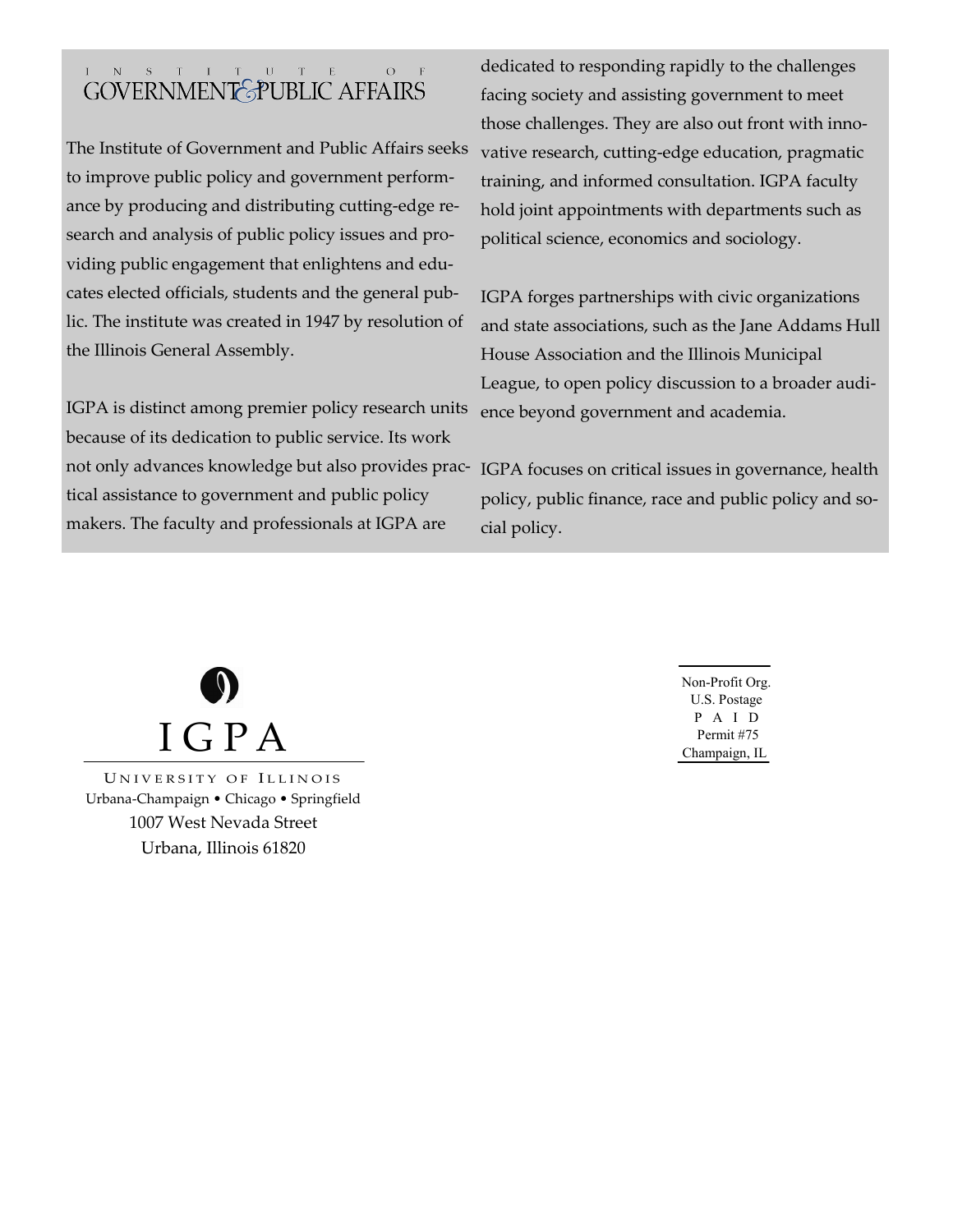# INSTITUTE OF GOVERNMENT & PUBLIC AFFAIRS

The Institute of Government and Public Affairs seeks to improve public policy and government performance by producing and distributing cutting-edge research and analysis of public policy issues and providing public engagement that enlightens and educates elected officials, students and the general public. The institute was created in 1947 by resolution of the Illinois General Assembly.

IGPA is distinct among premier policy research units because of its dedication to public service. Its work not only advances knowledge but also provides practical assistance to government and public policy makers. The faculty and professionals at IGPA are dedicated to responding rapidly to the challenges facing society and assisting government to meet those challenges. They are also out front with innovative research, cutting-edge education, pragmatic training, and informed consultation. IGPA faculty hold joint appointments with departments such as political science, economics and sociology.

IGPA forges partnerships with civic organizations and state associations, such as the Jane Addams Hull House Association and the Illinois Municipal League, to open policy discussion to a broader audience beyond government and academia.

IGPA focuses on critical issues in governance, health policy, public finance, race and public policy and social policy.

IGPA

UNIVERSITY OF ILLINOIS
Urbana-Champaign • Chicago • Springfield
1007 West Nevada Street
Urbana, Illinois 61820

Non-Profit Org.
U.S. Postage
PAID
Permit #75
Champaign, IL